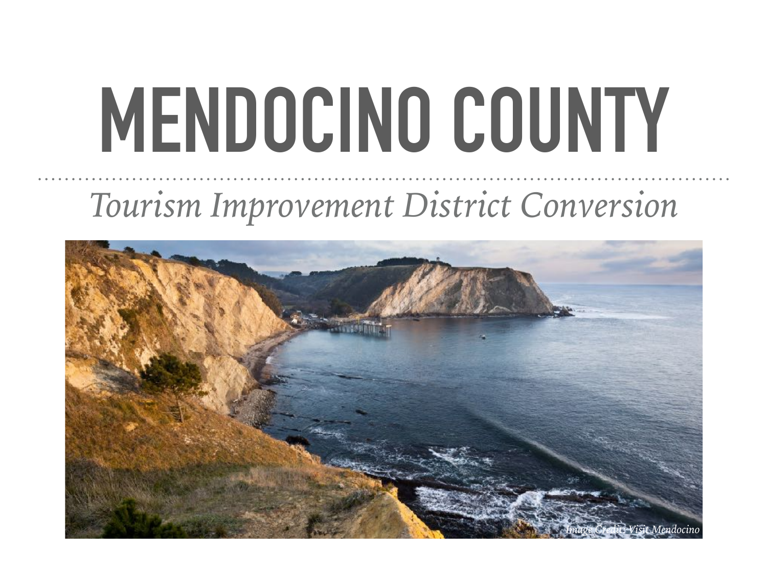# MENDOCINO COUNTY

*Tourism Improvement District Conversion*

*Image Credit: Visit Mendocino*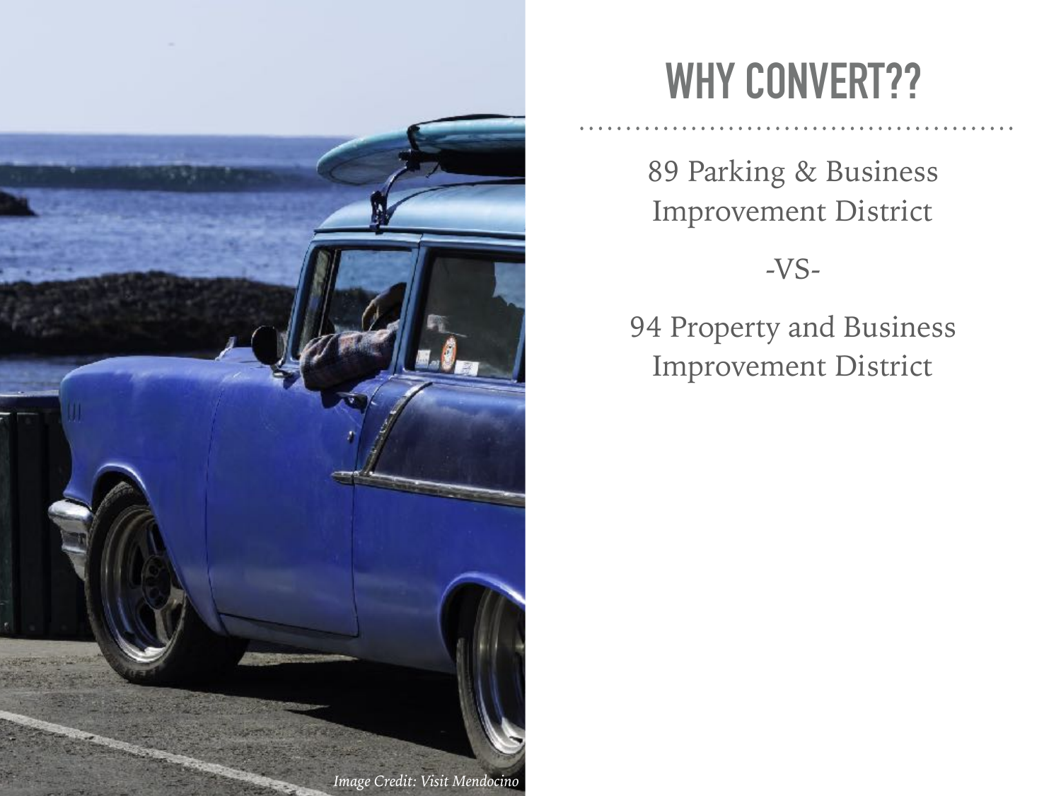# WHY CONVERT??

89 Parking & Business Improvement District

-VS-

94 Property and Business Improvement District

*Image Credit: Visit Mendocino*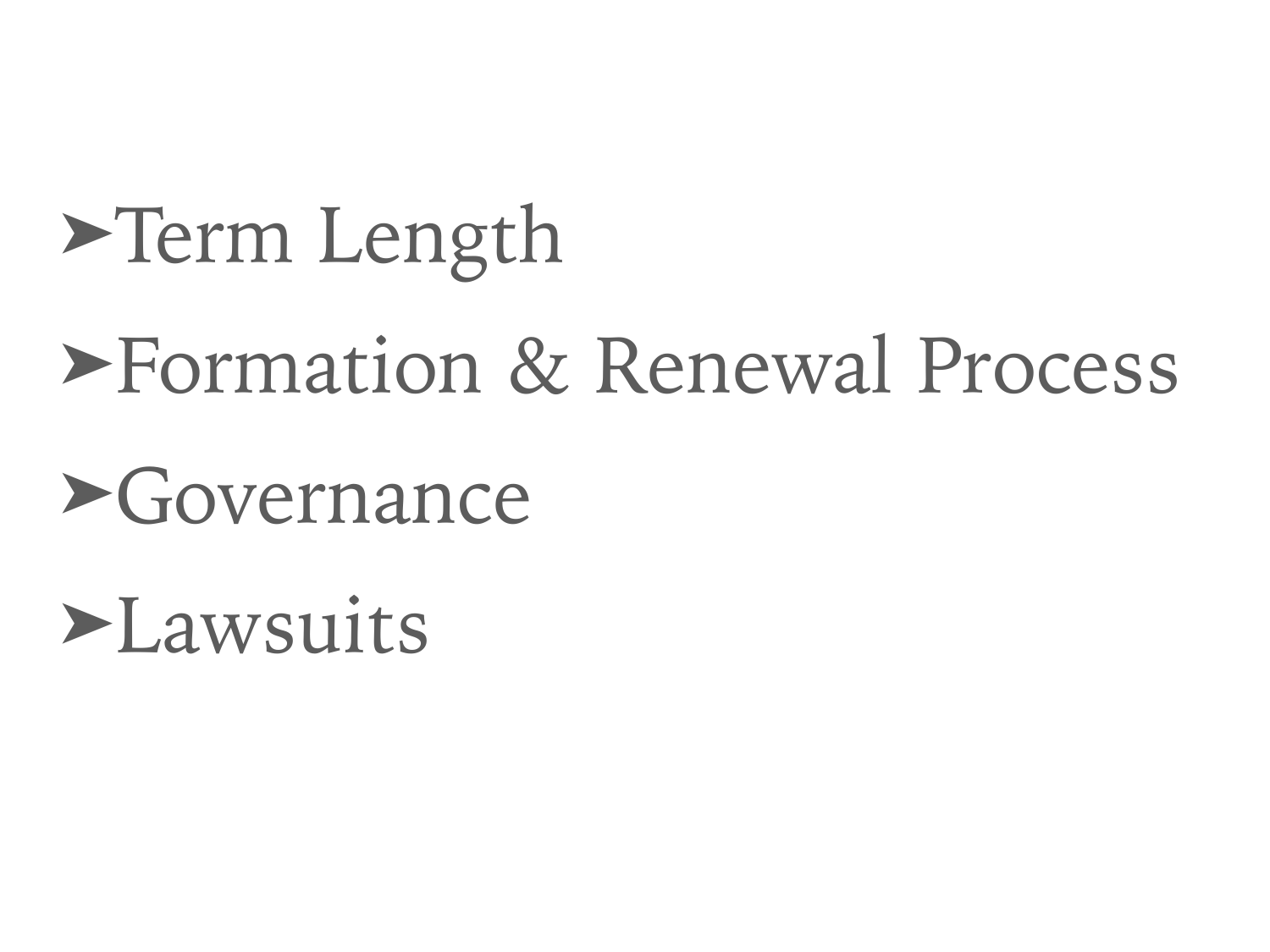- Term Length
- Formation & Renewal Process
- Governance
- Lawsuits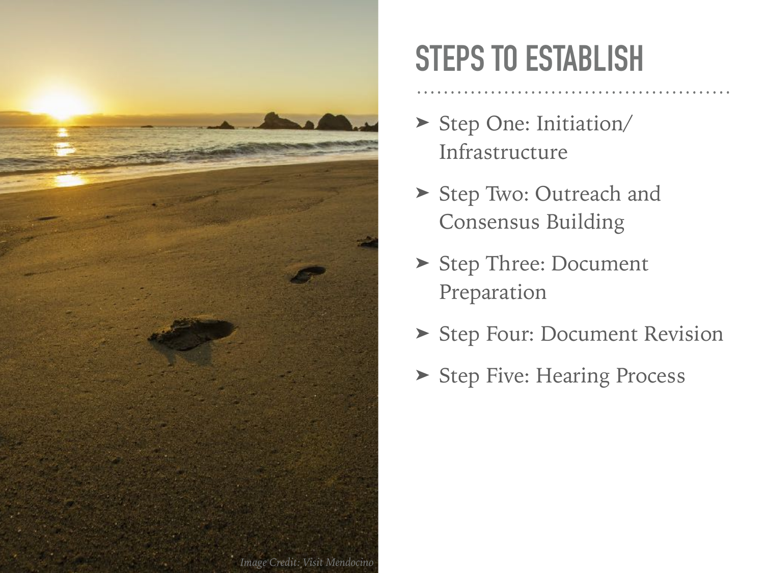## STEPS TO ESTABLISH

- Step One: Initiation/ Infrastructure
- Step Two: Outreach and Consensus Building
- Step Three: Document Preparation
- Step Four: Document Revision
- Step Five: Hearing Process

*Image Credit: Visit Mendocino*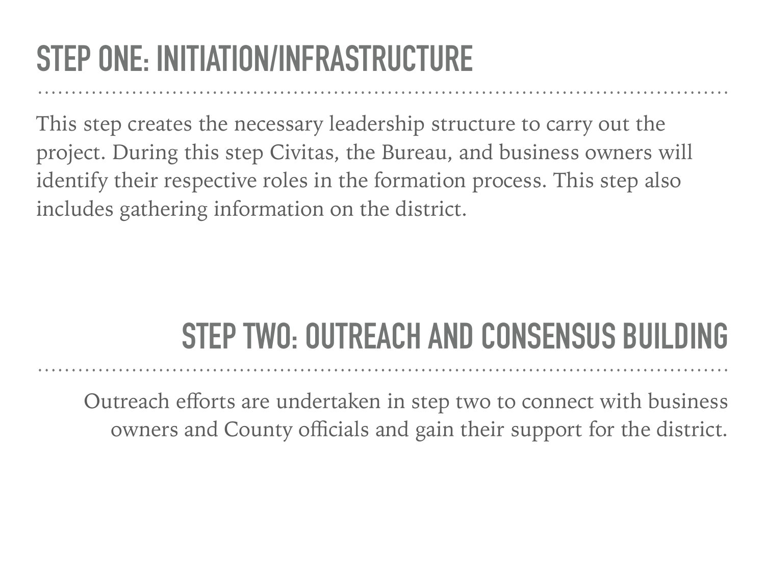## STEP ONE: INITIATION/INFRASTRUCTURE

This step creates the necessary leadership structure to carry out the project. During this step Civitas, the Bureau, and business owners will identify their respective roles in the formation process. This step also includes gathering information on the district.

## STEP TWO: OUTREACH AND CONSENSUS BUILDING

Outreach efforts are undertaken in step two to connect with business owners and County officials and gain their support for the district.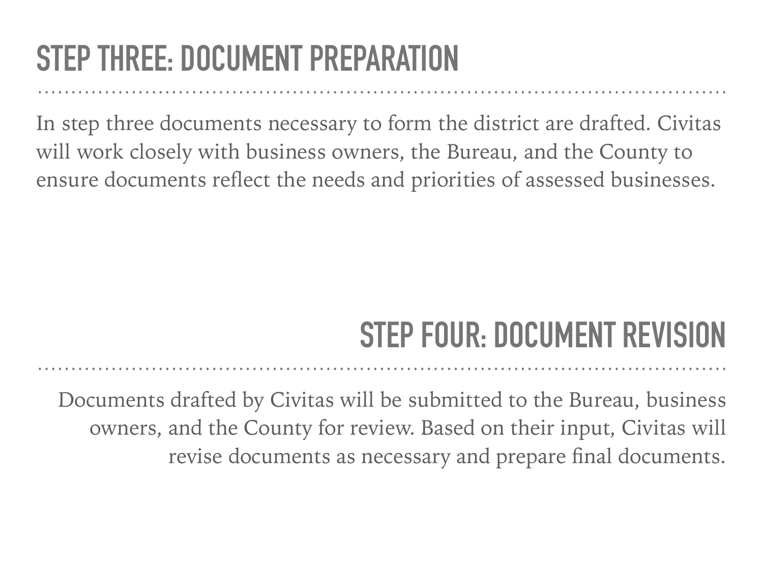## STEP THREE: DOCUMENT PREPARATION

In step three documents necessary to form the district are drafted. Civitas will work closely with business owners, the Bureau, and the County to ensure documents reflect the needs and priorities of assessed businesses.

## STEP FOUR: DOCUMENT REVISION

Documents drafted by Civitas will be submitted to the Bureau, business owners, and the County for review. Based on their input, Civitas will revise documents as necessary and prepare final documents.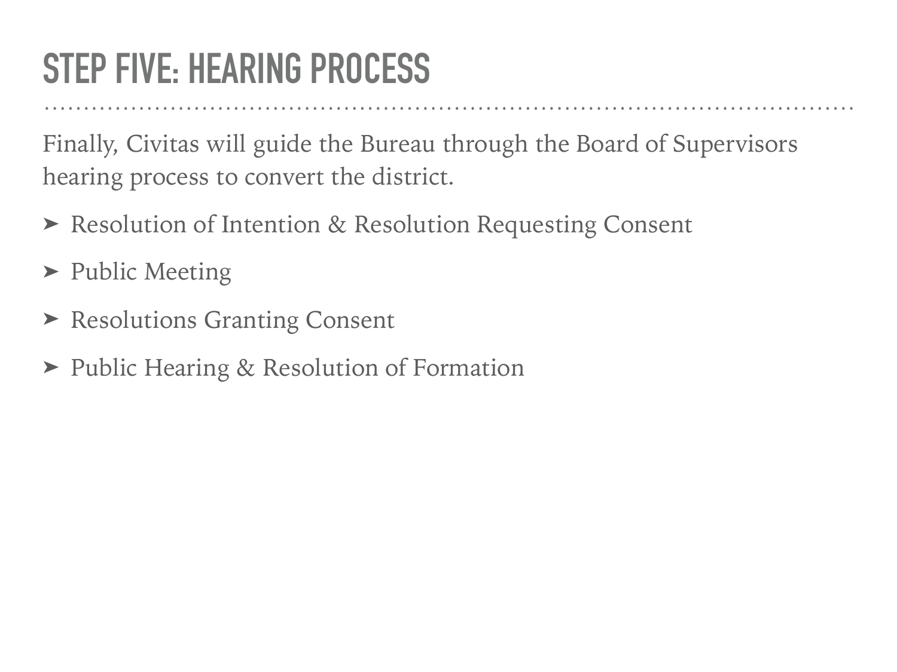# STEP FIVE: HEARING PROCESS

Finally, Civitas will guide the Bureau through the Board of Supervisors hearing process to convert the district.

- Resolution of Intention & Resolution Requesting Consent
- Public Meeting
- Resolutions Granting Consent
- Public Hearing & Resolution of Formation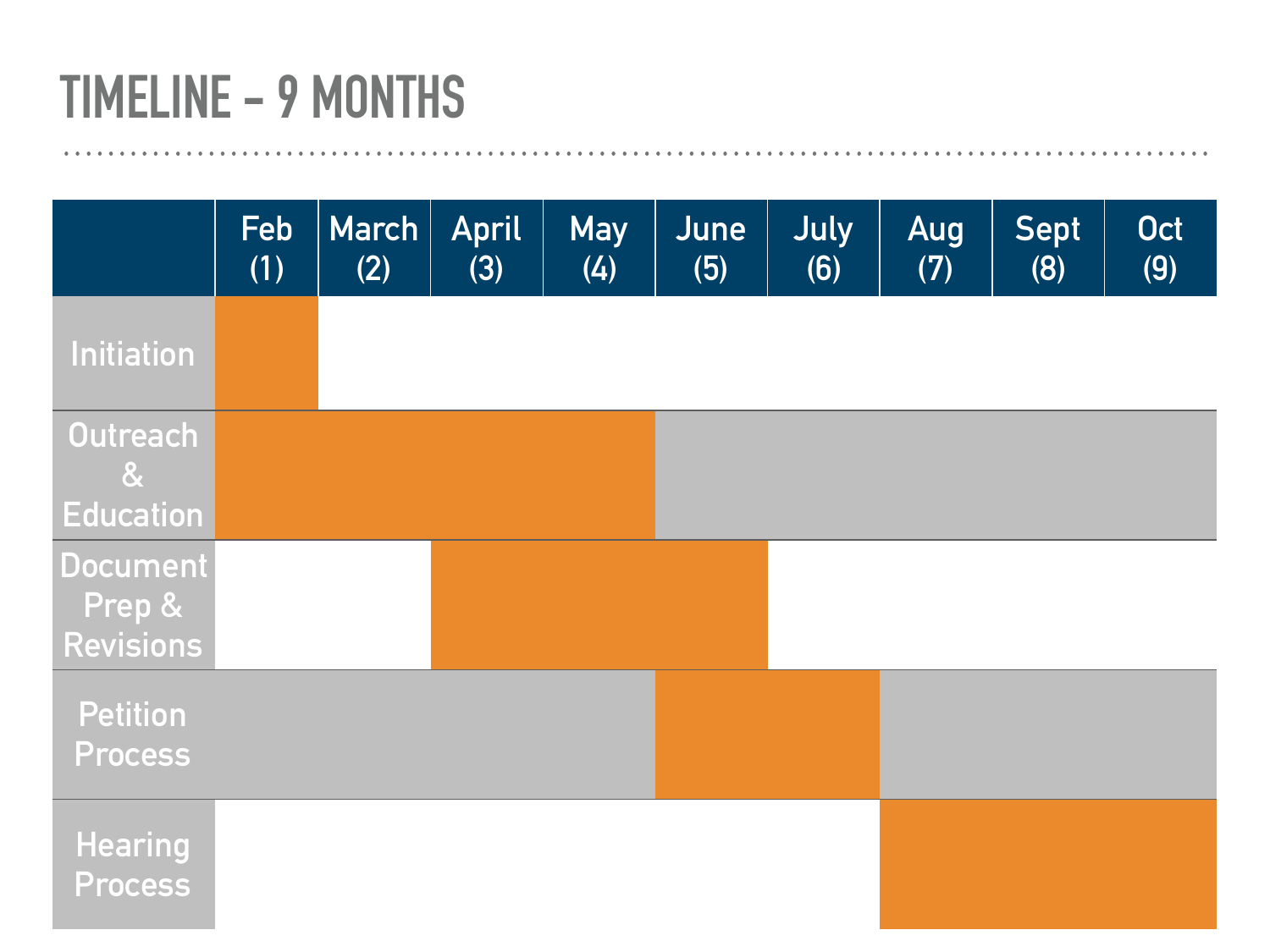# TIMELINE – 9 MONTHS

| | Feb (1) | March (2) | April (3) | May (4) | June (5) | July (6) | Aug (7) | Sept (8) | Oct (9) |
|---|---|---|---|---|---|---|---|---|---|
| Initiation | ■ | | | | | | | | |
| Outreach & Education | ■ | ■ | ■ | ■ | | | | | |
| Document Prep & Revisions | | | ■ | ■ | ■ | | | | |
| Petition Process | | | | | ■ | ■ | | | |
| Hearing Process | | | | | | | ■ | ■ | ■ |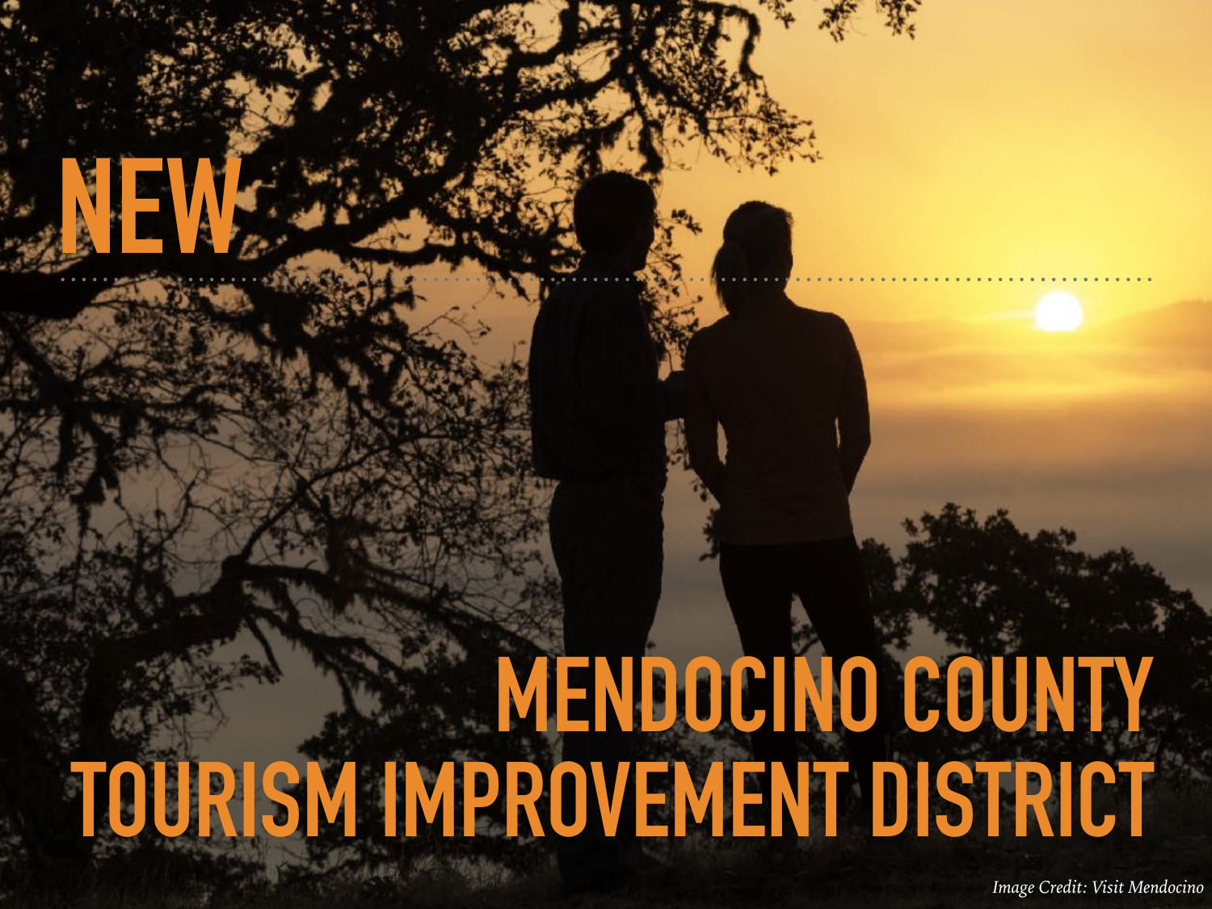# NEW

# MENDOCINO COUNTY TOURISM IMPROVEMENT DISTRICT

*Image Credit: Visit Mendocino*